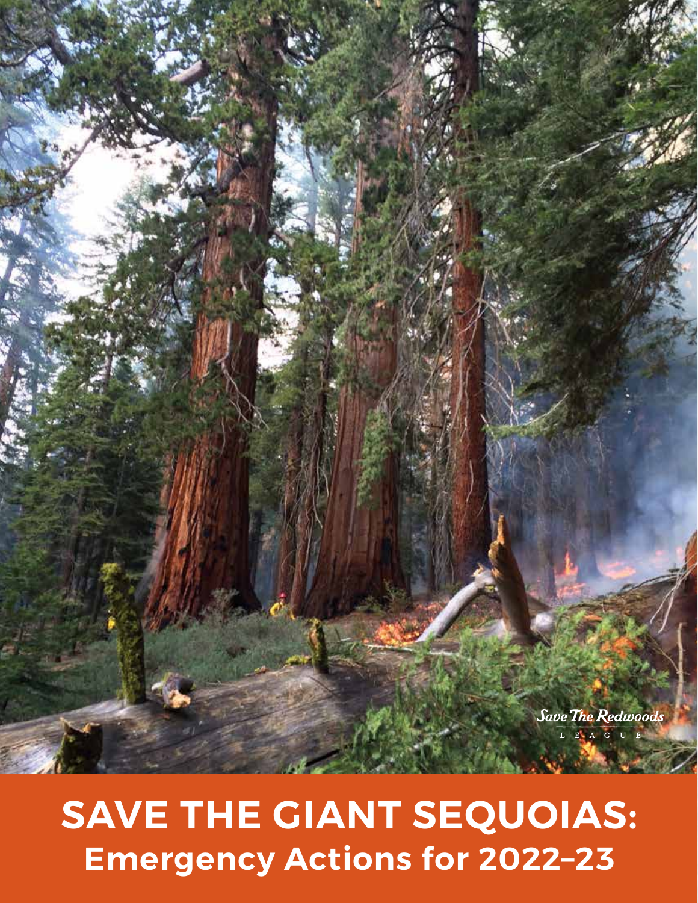Save The Redwoods League

# SAVE THE GIANT SEQUOIAS:

## Emergency Actions for 2022–23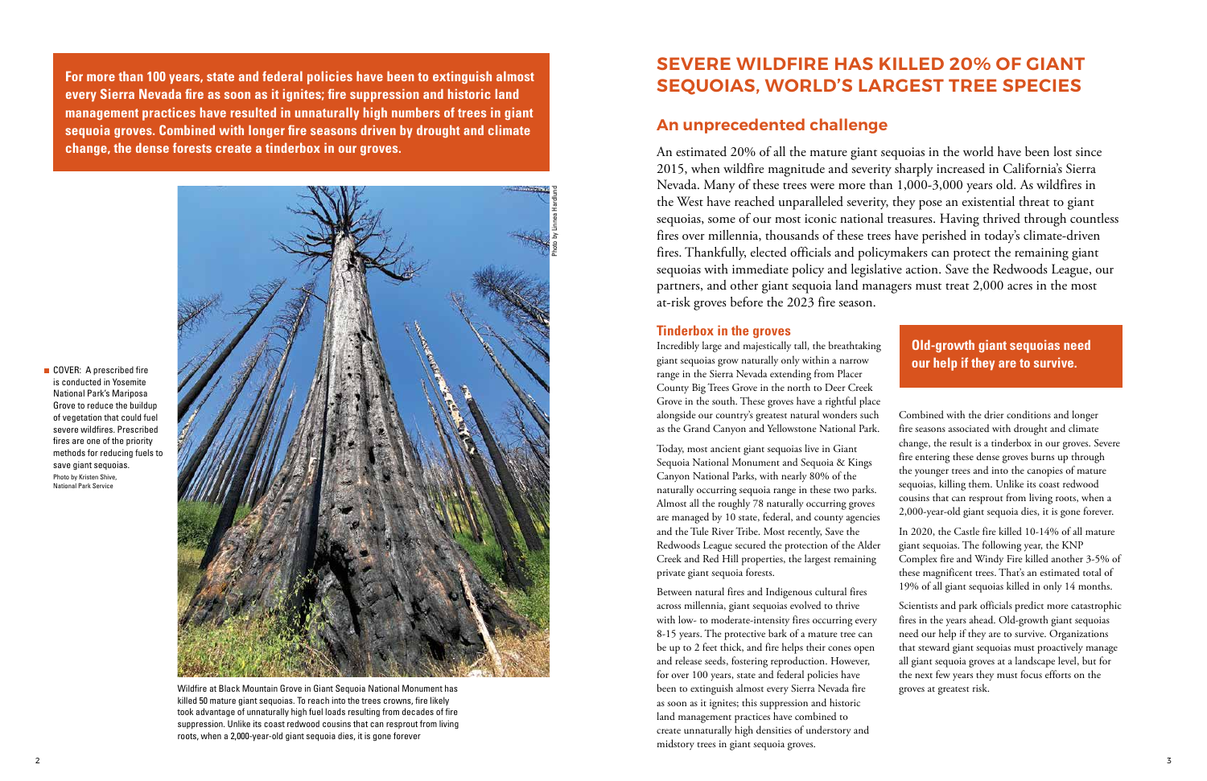**For more than 100 years, state and federal policies have been to extinguish almost every Sierra Nevada fire as soon as it ignites; fire suppression and historic land management practices have resulted in unnaturally high numbers of trees in giant sequoia groves. Combined with longer fire seasons driven by drought and climate change, the dense forests create a tinderbox in our groves.**

COVER: A prescribed fire is conducted in Yosemite National Park's Mariposa Grove to reduce the buildup of vegetation that could fuel severe wildfires. Prescribed fires are one of the priority methods for reducing fuels to save giant sequoias.
Photo by Kristen Shive, National Park Service

Photo by Linnea Hardlund

Wildfire at Black Mountain Grove in Giant Sequoia National Monument has killed 50 mature giant sequoias. To reach into the trees crowns, fire likely took advantage of unnaturally high fuel loads resulting from decades of fire suppression. Unlike its coast redwood cousins that can resprout from living roots, when a 2,000-year-old giant sequoia dies, it is gone forever

# SEVERE WILDFIRE HAS KILLED 20% OF GIANT SEQUOIAS, WORLD'S LARGEST TREE SPECIES

## An unprecedented challenge

An estimated 20% of all the mature giant sequoias in the world have been lost since 2015, when wildfire magnitude and severity sharply increased in California's Sierra Nevada. Many of these trees were more than 1,000-3,000 years old. As wildfires in the West have reached unparalleled severity, they pose an existential threat to giant sequoias, some of our most iconic national treasures. Having thrived through countless fires over millennia, thousands of these trees have perished in today's climate-driven fires. Thankfully, elected officials and policymakers can protect the remaining giant sequoias with immediate policy and legislative action. Save the Redwoods League, our partners, and other giant sequoia land managers must treat 2,000 acres in the most at-risk groves before the 2023 fire season.

### Tinderbox in the groves

Incredibly large and majestically tall, the breathtaking giant sequoias grow naturally only within a narrow range in the Sierra Nevada extending from Placer County Big Trees Grove in the north to Deer Creek Grove in the south. These groves have a rightful place alongside our country's greatest natural wonders such as the Grand Canyon and Yellowstone National Park.

Today, most ancient giant sequoias live in Giant Sequoia National Monument and Sequoia & Kings Canyon National Parks, with nearly 80% of the naturally occurring sequoia range in these two parks. Almost all the roughly 78 naturally occurring groves are managed by 10 state, federal, and county agencies and the Tule River Tribe. Most recently, Save the Redwoods League secured the protection of the Alder Creek and Red Hill properties, the largest remaining private giant sequoia forests.

Between natural fires and Indigenous cultural fires across millennia, giant sequoias evolved to thrive with low- to moderate-intensity fires occurring every 8-15 years. The protective bark of a mature tree can be up to 2 feet thick, and fire helps their cones open and release seeds, fostering reproduction. However, for over 100 years, state and federal policies have been to extinguish almost every Sierra Nevada fire as soon as it ignites; this suppression and historic land management practices have combined to create unnaturally high densities of understory and midstory trees in giant sequoia groves.

**Old-growth giant sequoias need our help if they are to survive.**

Combined with the drier conditions and longer fire seasons associated with drought and climate change, the result is a tinderbox in our groves. Severe fire entering these dense groves burns up through the younger trees and into the canopies of mature sequoias, killing them. Unlike its coast redwood cousins that can resprout from living roots, when a 2,000-year-old giant sequoia dies, it is gone forever.

In 2020, the Castle fire killed 10-14% of all mature giant sequoias. The following year, the KNP Complex fire and Windy Fire killed another 3-5% of these magnificent trees. That's an estimated total of 19% of all giant sequoias killed in only 14 months.

Scientists and park officials predict more catastrophic fires in the years ahead. Old-growth giant sequoias need our help if they are to survive. Organizations that steward giant sequoias must proactively manage all giant sequoia groves at a landscape level, but for the next few years they must focus efforts on the groves at greatest risk.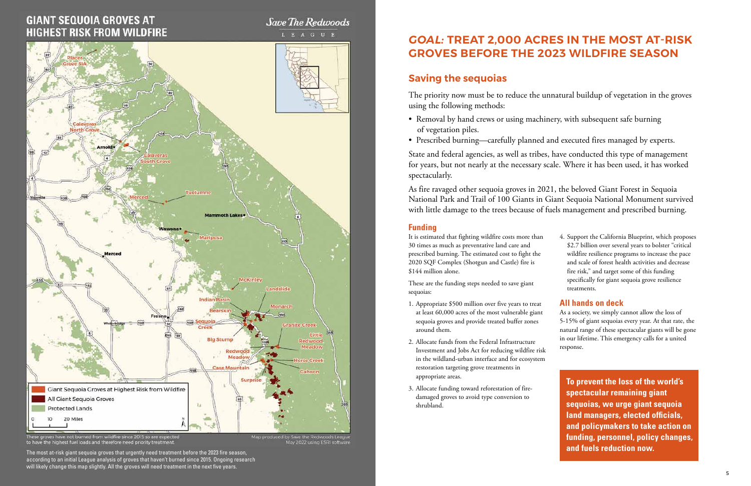## GIANT SEQUOIA GROVES AT HIGHEST RISK FROM WILDFIRE

Save The Redwoods League

Giant Sequoia Groves at Highest Risk from Wildfire

All Giant Sequoia Groves

Protected Lands

0 10 20 Miles

These groves have not burned from wildfire since 2015 so are expected to have the highest fuel loads and therefore need priority treatment.

Map produced by Save the Redwoods League May 2022 using ESRI software

The most at-risk giant sequoia groves that urgently need treatment before the 2023 fire season, according to an initial League analysis of groves that haven't burned since 2015. Ongoing research will likely change this map slightly. All the groves will need treatment in the next five years.

# *GOAL:* TREAT 2,000 ACRES IN THE MOST AT-RISK GROVES BEFORE THE 2023 WILDFIRE SEASON

## Saving the sequoias

The priority now must be to reduce the unnatural buildup of vegetation in the groves using the following methods:

- Removal by hand crews or using machinery, with subsequent safe burning of vegetation piles.
- Prescribed burning—carefully planned and executed fires managed by experts.

State and federal agencies, as well as tribes, have conducted this type of management for years, but not nearly at the necessary scale. Where it has been used, it has worked spectacularly.

As fire ravaged other sequoia groves in 2021, the beloved Giant Forest in Sequoia National Park and Trail of 100 Giants in Giant Sequoia National Monument survived with little damage to the trees because of fuels management and prescribed burning.

### Funding

It is estimated that fighting wildfire costs more than 30 times as much as preventative land care and prescribed burning. The estimated cost to fight the 2020 SQF Complex (Shotgun and Castle) fire is $144 million alone.

These are the funding steps needed to save giant sequoias:

1. Appropriate $500 million over five years to treat at least 60,000 acres of the most vulnerable giant sequoia groves and provide treated buffer zones around them.
2. Allocate funds from the Federal Infrastructure Investment and Jobs Act for reducing wildfire risk in the wildland-urban interface and for ecosystem restoration targeting grove treatments in appropriate areas.
3. Allocate funding toward reforestation of fire-damaged groves to avoid type conversion to shrubland.
4. Support the California Blueprint, which proposes $2.7 billion over several years to bolster "critical wildfire resilience programs to increase the pace and scale of forest health activities and decrease fire risk," and target some of this funding specifically for giant sequoia grove resilience treatments.

### All hands on deck

As a society, we simply cannot allow the loss of 5-15% of giant sequoias every year. At that rate, the natural range of these spectacular giants will be gone in our lifetime. This emergency calls for a united response.

**To prevent the loss of the world's spectacular remaining giant sequoias, we urge giant sequoia land managers, elected officials, and policymakers to take action on funding, personnel, policy changes, and fuels reduction now.**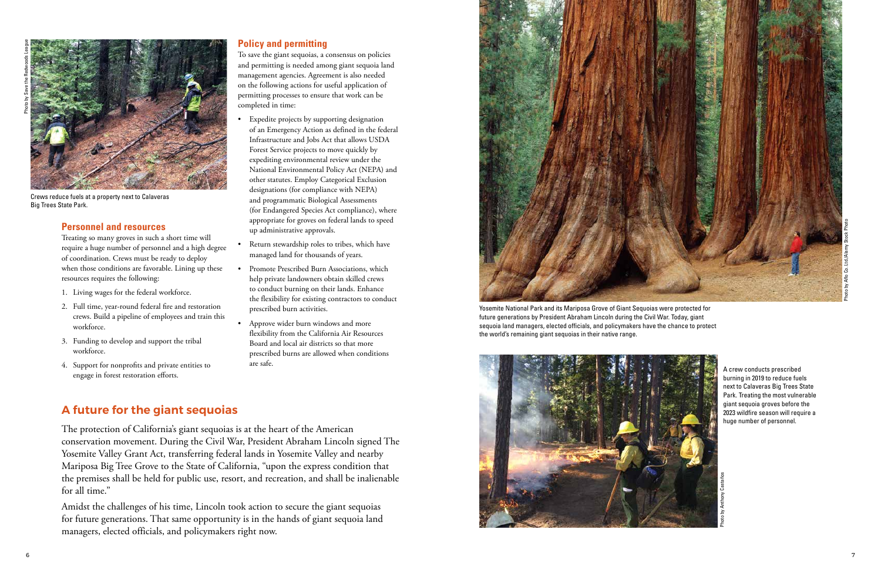Crews reduce fuels at a property next to Calaveras Big Trees State Park.

### Personnel and resources

Treating so many groves in such a short time will require a huge number of personnel and a high degree of coordination. Crews must be ready to deploy when those conditions are favorable. Lining up these resources requires the following:

1. Living wages for the federal workforce.
2. Full time, year-round federal fire and restoration crews. Build a pipeline of employees and train this workforce.
3. Funding to develop and support the tribal workforce.
4. Support for nonprofits and private entities to engage in forest restoration efforts.

### Policy and permitting

To save the giant sequoias, a consensus on policies and permitting is needed among giant sequoia land management agencies. Agreement is also needed on the following actions for useful application of permitting processes to ensure that work can be completed in time:

- Expedite projects by supporting designation of an Emergency Action as defined in the federal Infrastructure and Jobs Act that allows USDA Forest Service projects to move quickly by expediting environmental review under the National Environmental Policy Act (NEPA) and other statutes. Employ Categorical Exclusion designations (for compliance with NEPA) and programmatic Biological Assessments (for Endangered Species Act compliance), where appropriate for groves on federal lands to speed up administrative approvals.
- Return stewardship roles to tribes, which have managed land for thousands of years.
- Promote Prescribed Burn Associations, which help private landowners obtain skilled crews to conduct burning on their lands. Enhance the flexibility for existing contractors to conduct prescribed burn activities.
- Approve wider burn windows and more flexibility from the California Air Resources Board and local air districts so that more prescribed burns are allowed when conditions are safe.

## A future for the giant sequoias

The protection of California's giant sequoias is at the heart of the American conservation movement. During the Civil War, President Abraham Lincoln signed The Yosemite Valley Grant Act, transferring federal lands in Yosemite Valley and nearby Mariposa Big Tree Grove to the State of California, "upon the express condition that the premises shall be held for public use, resort, and recreation, and shall be inalienable for all time."

Amidst the challenges of his time, Lincoln took action to secure the giant sequoias for future generations. That same opportunity is in the hands of giant sequoia land managers, elected officials, and policymakers right now.

Yosemite National Park and its Mariposa Grove of Giant Sequoias were protected for future generations by President Abraham Lincoln during the Civil War. Today, giant sequoia land managers, elected officials, and policymakers have the chance to protect the world's remaining giant sequoias in their native range.

A crew conducts prescribed burning in 2019 to reduce fuels next to Calaveras Big Trees State Park. Treating the most vulnerable giant sequoia groves before the 2023 wildfire season will require a huge number of personnel.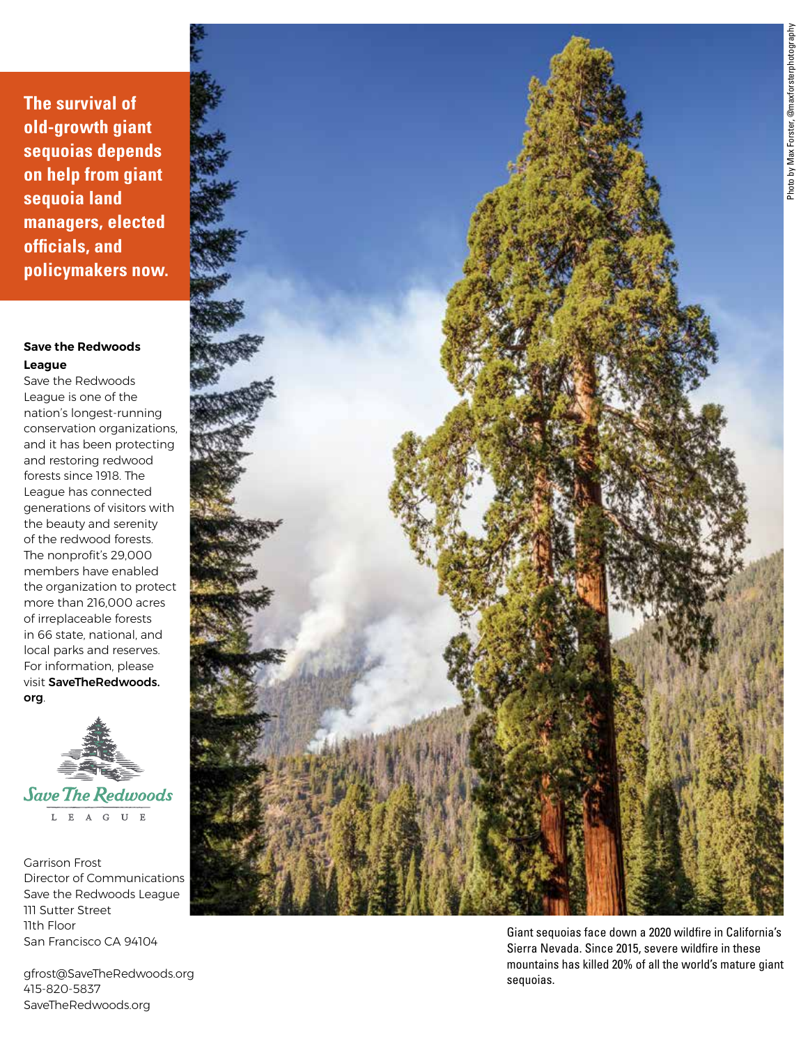**The survival of old-growth giant sequoias depends on help from giant sequoia land managers, elected officials, and policymakers now.**

**Save the Redwoods League**

Save the Redwoods League is one of the nation's longest-running conservation organizations, and it has been protecting and restoring redwood forests since 1918. The League has connected generations of visitors with the beauty and serenity of the redwood forests. The nonprofit's 29,000 members have enabled the organization to protect more than 216,000 acres of irreplaceable forests in 66 state, national, and local parks and reserves. For information, please visit **SaveTheRedwoods.org**.

Save The Redwoods
LEAGUE

Garrison Frost
Director of Communications
Save the Redwoods League
111 Sutter Street
11th Floor
San Francisco CA 94104

gfrost@SaveTheRedwoods.org
415-820-5837
SaveTheRedwoods.org

Photo by Max Forster, @maxforsterphotography

Giant sequoias face down a 2020 wildfire in California's Sierra Nevada. Since 2015, severe wildfire in these mountains has killed 20% of all the world's mature giant sequoias.